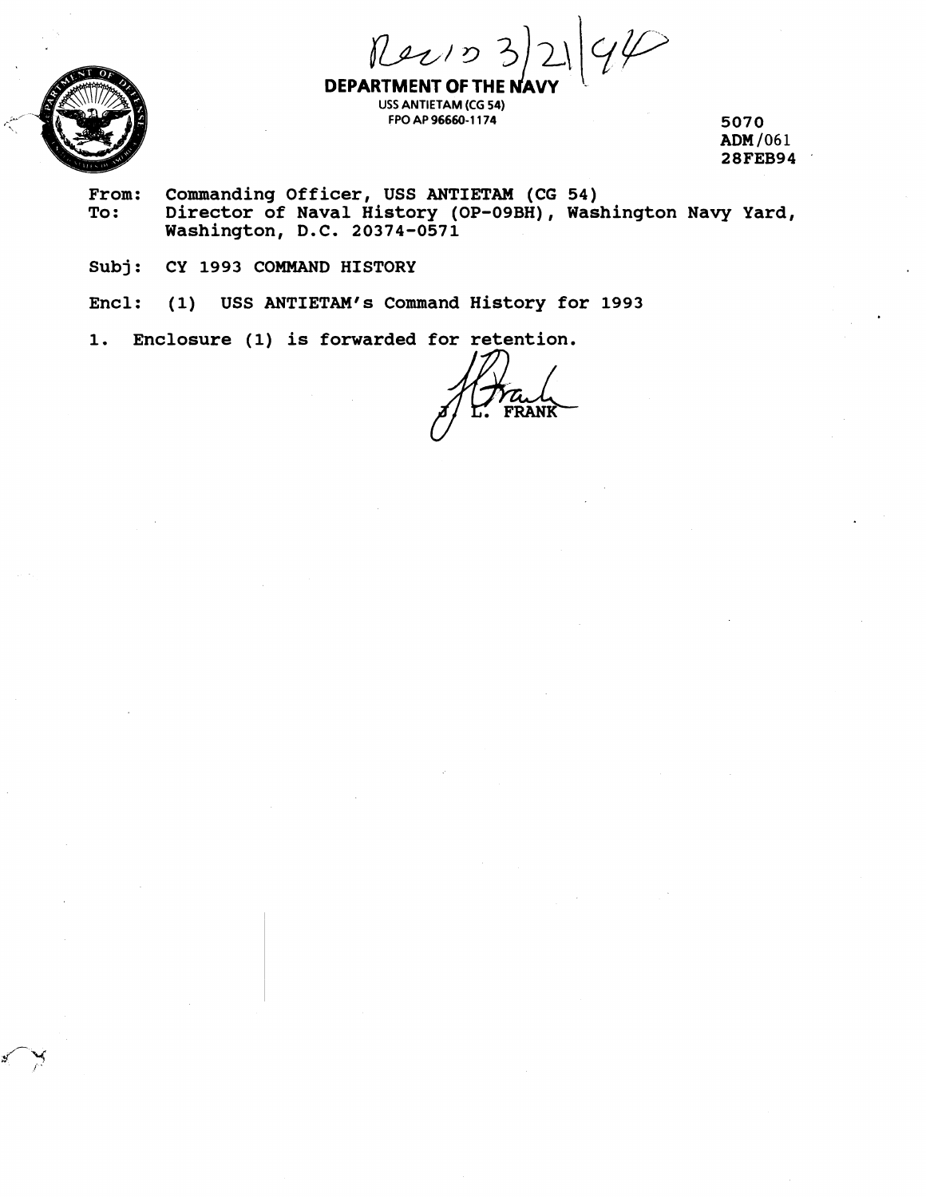Rec'd 3/21/94

**DEPARTMENT OF THE NAVY**
USS ANTIETAM (CG 54)
FPO AP 96660-1174

5070
ADM/061
28FEB94

From: Commanding Officer, USS ANTIETAM (CG 54)
To: Director of Naval History (OP-09BH), Washington Navy Yard, Washington, D.C. 20374-0571

Subj: CY 1993 COMMAND HISTORY

Encl: (1) USS ANTIETAM's Command History for 1993

1. Enclosure (1) is forwarded for retention.

J. L. FRANK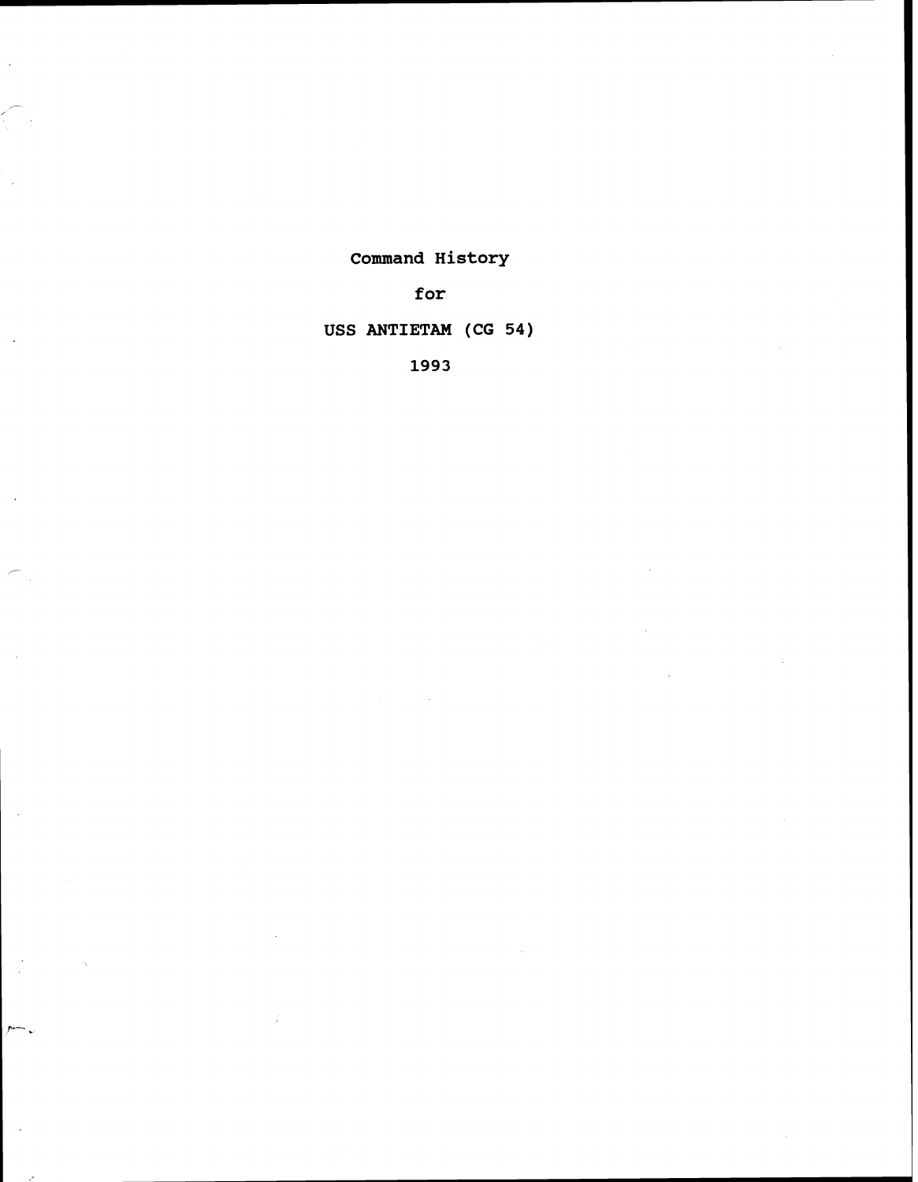# Command History

# for

# USS ANTIETAM (CG 54)

# 1993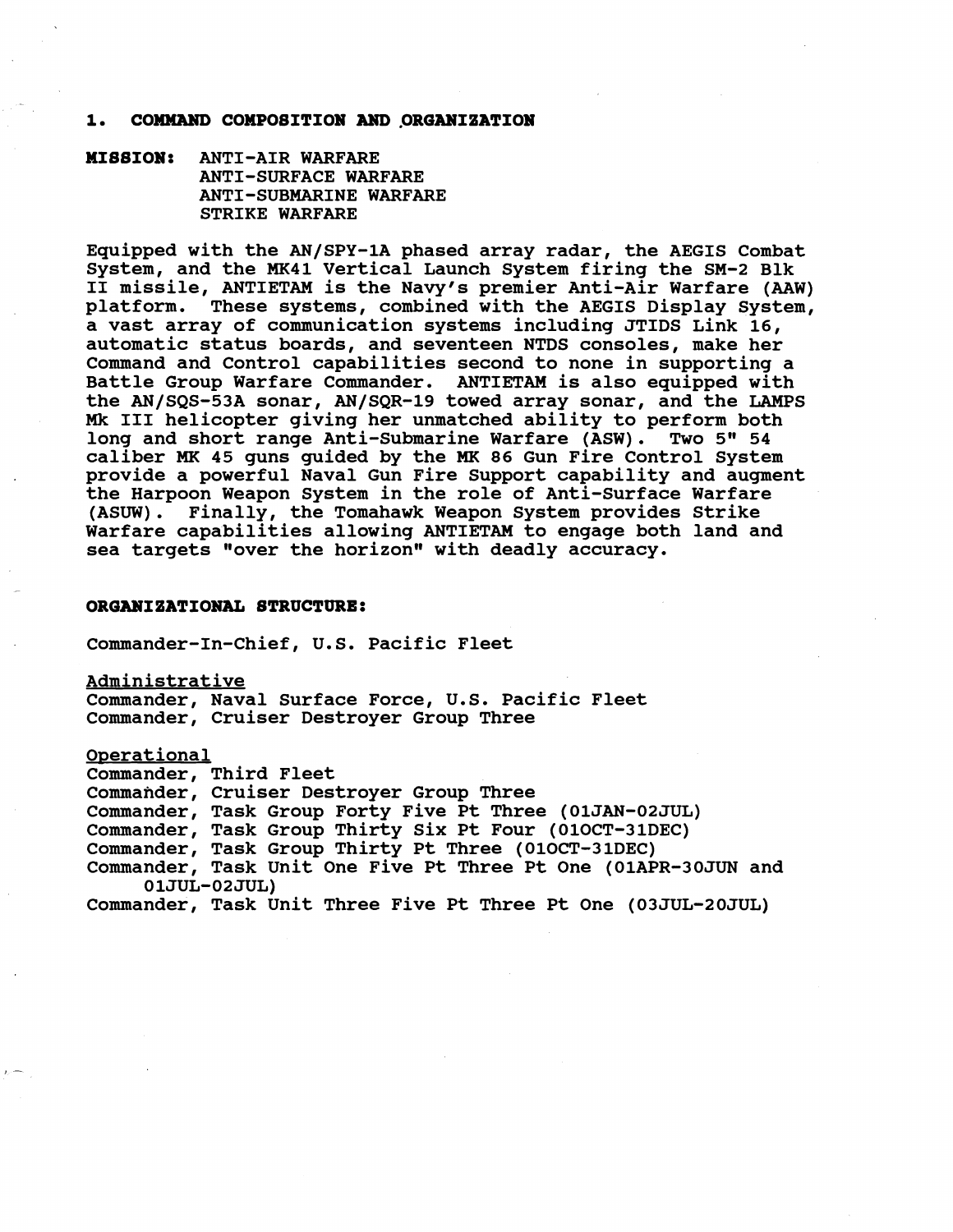## 1. COMMAND COMPOSITION AND ORGANIZATION

**MISSION:** ANTI-AIR WARFARE
ANTI-SURFACE WARFARE
ANTI-SUBMARINE WARFARE
STRIKE WARFARE

Equipped with the AN/SPY-1A phased array radar, the AEGIS Combat System, and the MK41 Vertical Launch System firing the SM-2 Blk II missile, ANTIETAM is the Navy's premier Anti-Air Warfare (AAW) platform. These systems, combined with the AEGIS Display System, a vast array of communication systems including JTIDS Link 16, automatic status boards, and seventeen NTDS consoles, make her Command and Control capabilities second to none in supporting a Battle Group Warfare Commander. ANTIETAM is also equipped with the AN/SQS-53A sonar, AN/SQR-19 towed array sonar, and the LAMPS Mk III helicopter giving her unmatched ability to perform both long and short range Anti-Submarine Warfare (ASW). Two 5" 54 caliber MK 45 guns guided by the MK 86 Gun Fire Control System provide a powerful Naval Gun Fire Support capability and augment the Harpoon Weapon System in the role of Anti-Surface Warfare (ASUW). Finally, the Tomahawk Weapon System provides Strike Warfare capabilities allowing ANTIETAM to engage both land and sea targets "over the horizon" with deadly accuracy.

**ORGANIZATIONAL STRUCTURE:**

Commander-In-Chief, U.S. Pacific Fleet

Administrative
Commander, Naval Surface Force, U.S. Pacific Fleet
Commander, Cruiser Destroyer Group Three

Operational
Commander, Third Fleet
Commander, Cruiser Destroyer Group Three
Commander, Task Group Forty Five Pt Three (01JAN-02JUL)
Commander, Task Group Thirty Six Pt Four (01OCT-31DEC)
Commander, Task Group Thirty Pt Three (01OCT-31DEC)
Commander, Task Unit One Five Pt Three Pt One (01APR-30JUN and 01JUL-02JUL)
Commander, Task Unit Three Five Pt Three Pt One (03JUL-20JUL)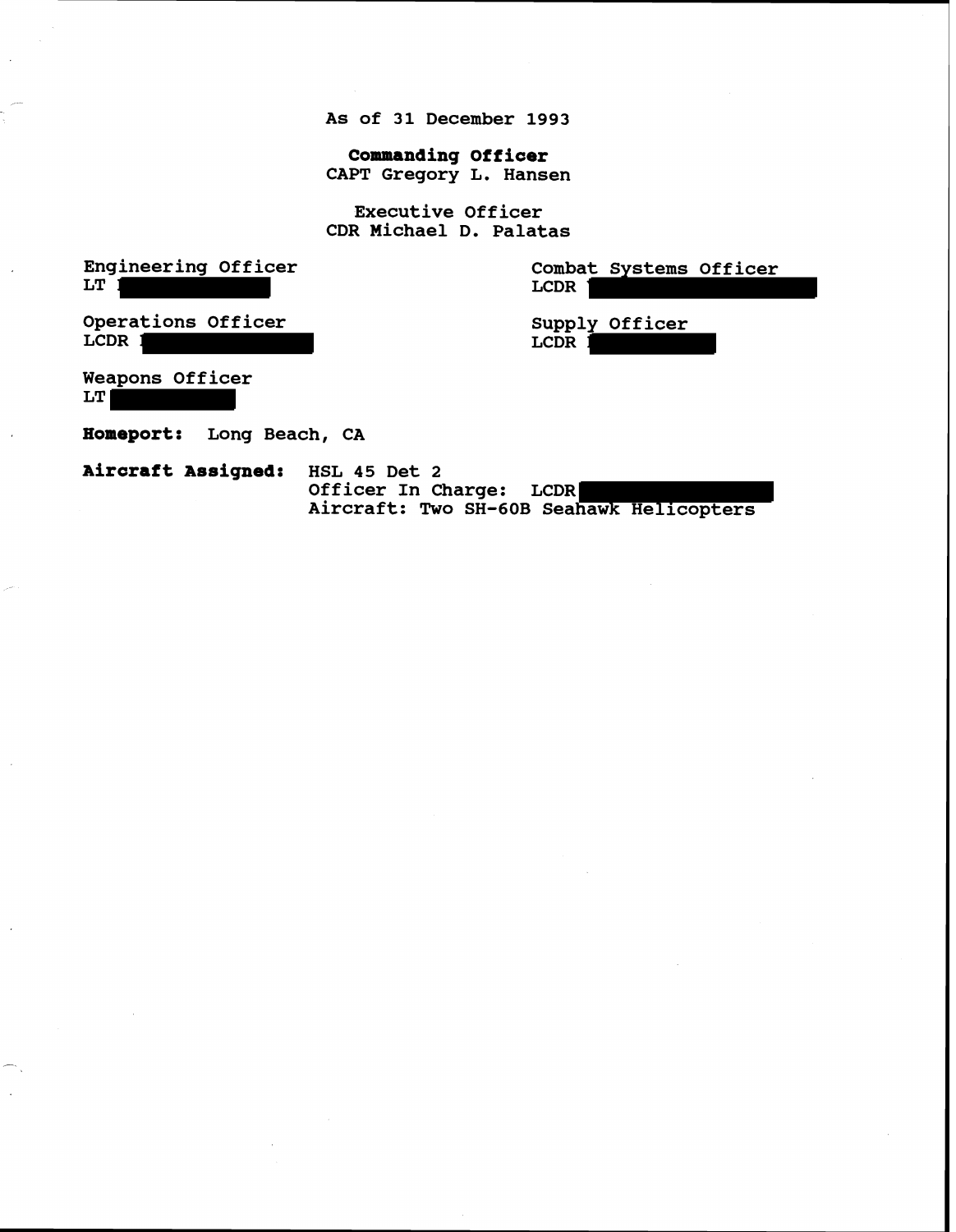As of 31 December 1993

**Commanding Officer**
CAPT Gregory L. Hansen

Executive Officer
CDR Michael D. Palatas

Engineering Officer
LT

Combat Systems Officer
LCDR

Operations Officer
LCDR

Supply Officer
LCDR

Weapons Officer
LT

**Homeport:** Long Beach, CA

**Aircraft Assigned:** HSL 45 Det 2
Officer In Charge: LCDR
Aircraft: Two SH-60B Seahawk Helicopters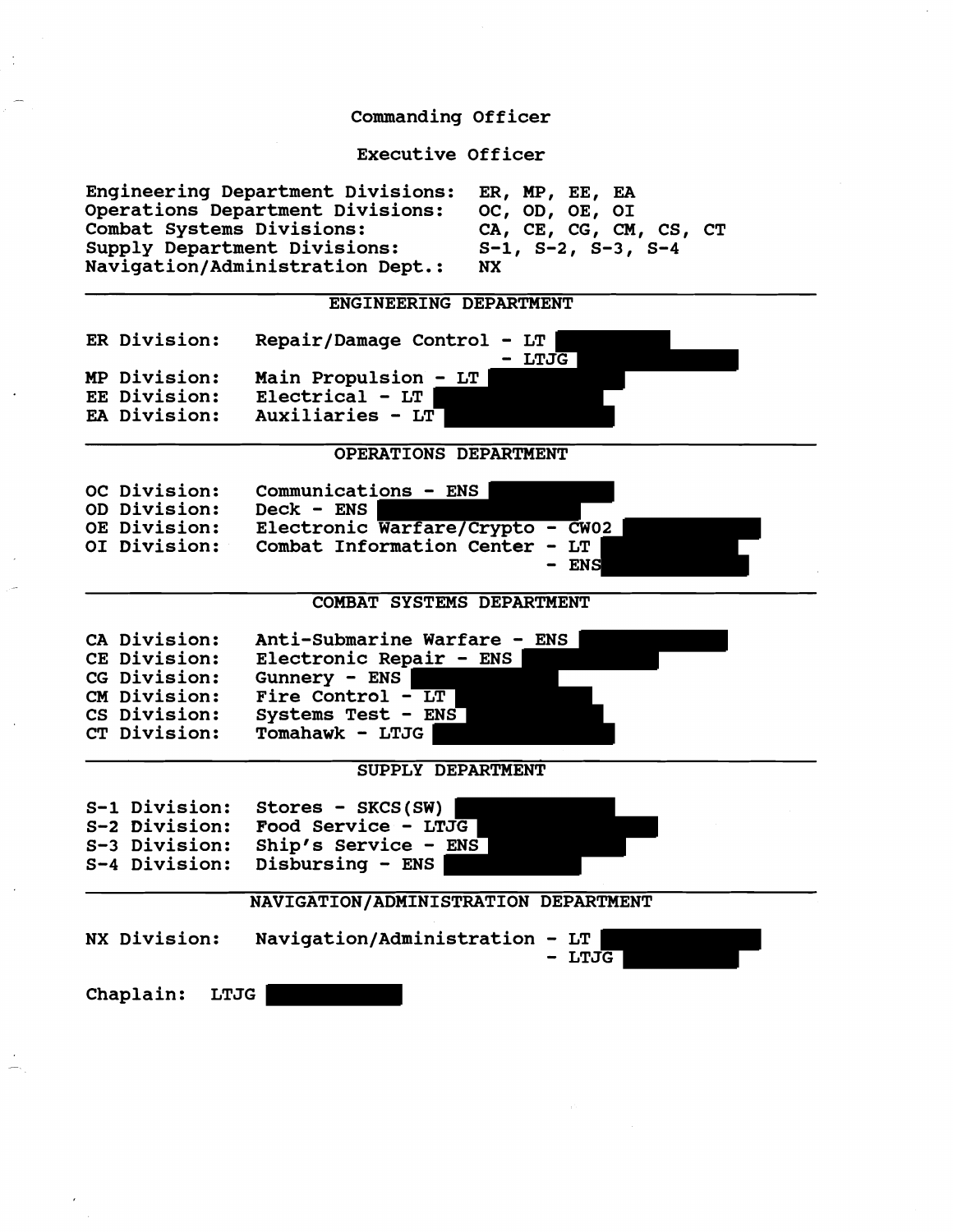Commanding Officer

Executive Officer

| | |
|---|---|
| Engineering Department Divisions: | ER, MP, EE, EA |
| Operations Department Divisions: | OC, OD, OE, OI |
| Combat Systems Divisions: | CA, CE, CG, CM, CS, CT |
| Supply Department Divisions: | S-1, S-2, S-3, S-4 |
| Navigation/Administration Dept.: | NX |

## ENGINEERING DEPARTMENT

| | |
|---|---|
| ER Division: | Repair/Damage Control - LT [REDACTED] |
| | - LTJG [REDACTED] |
| MP Division: | Main Propulsion - LT [REDACTED] |
| EE Division: | Electrical - LT [REDACTED] |
| EA Division: | Auxiliaries - LT [REDACTED] |

## OPERATIONS DEPARTMENT

| | |
|---|---|
| OC Division: | Communications - ENS [REDACTED] |
| OD Division: | Deck - ENS [REDACTED] |
| OE Division: | Electronic Warfare/Crypto - CWO2 [REDACTED] |
| OI Division: | Combat Information Center - LT [REDACTED] |
| | - ENS [REDACTED] |

## COMBAT SYSTEMS DEPARTMENT

| | |
|---|---|
| CA Division: | Anti-Submarine Warfare - ENS [REDACTED] |
| CE Division: | Electronic Repair - ENS [REDACTED] |
| CG Division: | Gunnery - ENS [REDACTED] |
| CM Division: | Fire Control - LT [REDACTED] |
| CS Division: | Systems Test - ENS [REDACTED] |
| CT Division: | Tomahawk - LTJG [REDACTED] |

## SUPPLY DEPARTMENT

| | |
|---|---|
| S-1 Division: | Stores - SKCS(SW) [REDACTED] |
| S-2 Division: | Food Service - LTJG [REDACTED] |
| S-3 Division: | Ship's Service - ENS [REDACTED] |
| S-4 Division: | Disbursing - ENS [REDACTED] |

## NAVIGATION/ADMINISTRATION DEPARTMENT

| | |
|---|---|
| NX Division: | Navigation/Administration - LT [REDACTED] |
| | - LTJG [REDACTED] |

Chaplain: LTJG [REDACTED]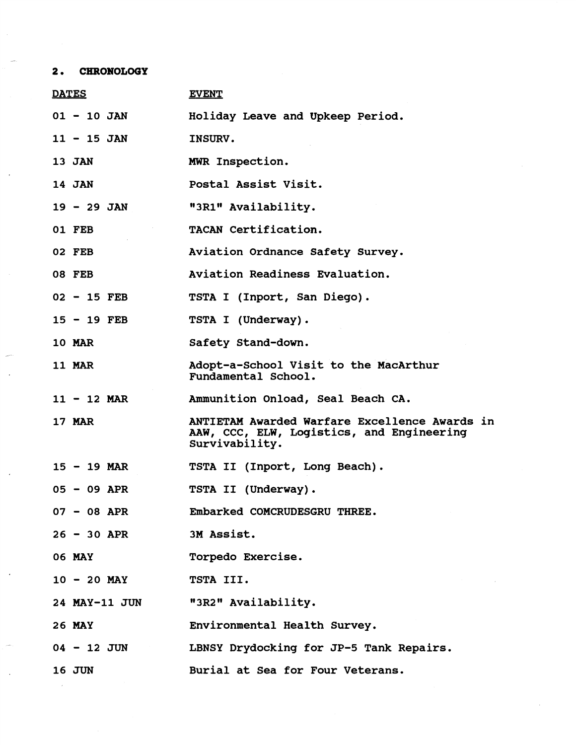## 2. CHRONOLOGY

| DATES | EVENT |
|---|---|
| 01 - 10 JAN | Holiday Leave and Upkeep Period. |
| 11 - 15 JAN | INSURV. |
| 13 JAN | MWR Inspection. |
| 14 JAN | Postal Assist Visit. |
| 19 - 29 JAN | "3R1" Availability. |
| 01 FEB | TACAN Certification. |
| 02 FEB | Aviation Ordnance Safety Survey. |
| 08 FEB | Aviation Readiness Evaluation. |
| 02 - 15 FEB | TSTA I (Inport, San Diego). |
| 15 - 19 FEB | TSTA I (Underway). |
| 10 MAR | Safety Stand-down. |
| 11 MAR | Adopt-a-School Visit to the MacArthur Fundamental School. |
| 11 - 12 MAR | Ammunition Onload, Seal Beach CA. |
| 17 MAR | ANTIETAM Awarded Warfare Excellence Awards in AAW, CCC, ELW, Logistics, and Engineering Survivability. |
| 15 - 19 MAR | TSTA II (Inport, Long Beach). |
| 05 - 09 APR | TSTA II (Underway). |
| 07 - 08 APR | Embarked COMCRUDESGRU THREE. |
| 26 - 30 APR | 3M Assist. |
| 06 MAY | Torpedo Exercise. |
| 10 - 20 MAY | TSTA III. |
| 24 MAY-11 JUN | "3R2" Availability. |
| 26 MAY | Environmental Health Survey. |
| 04 - 12 JUN | LBNSY Drydocking for JP-5 Tank Repairs. |
| 16 JUN | Burial at Sea for Four Veterans. |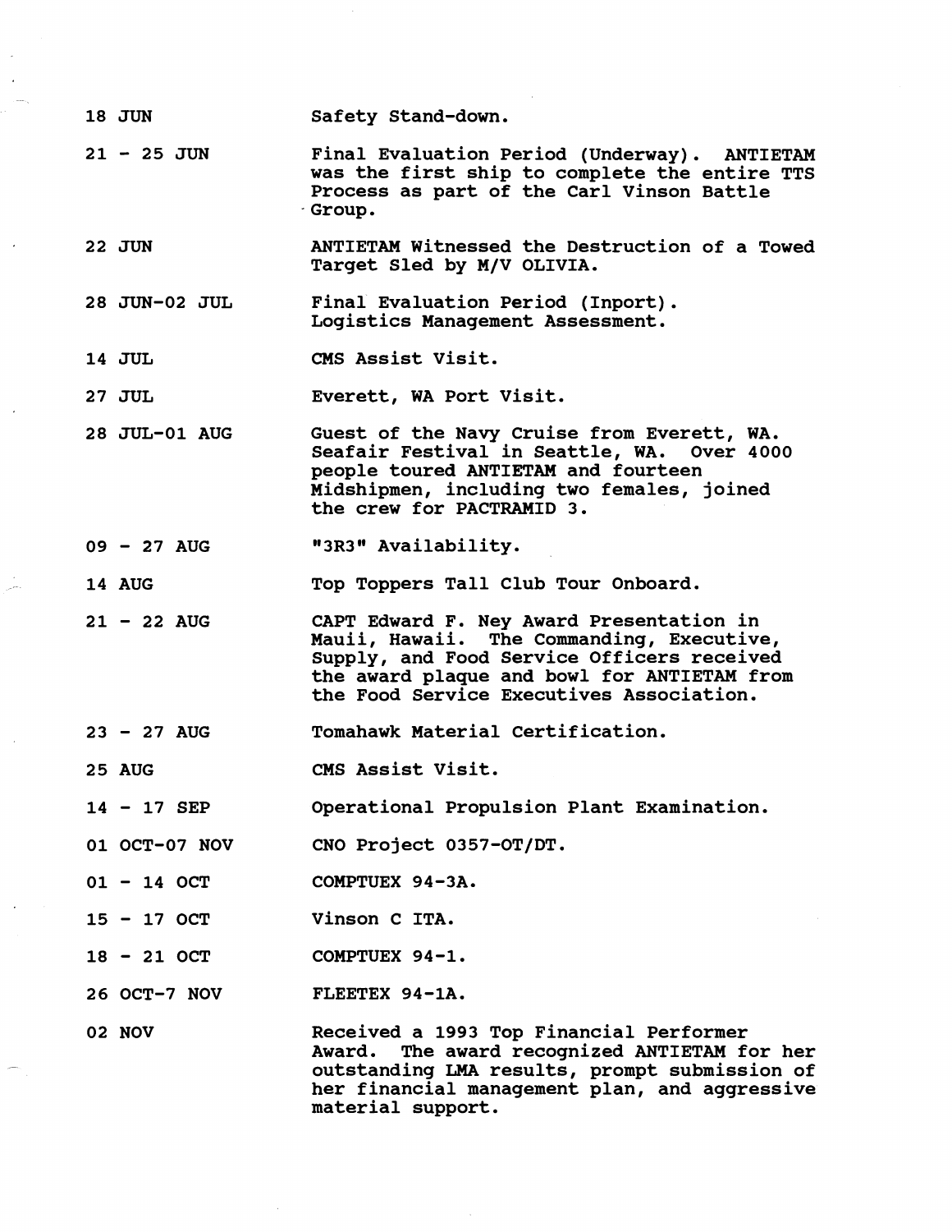| | |
|---|---|
| 18 JUN | Safety Stand-down. |
| 21 - 25 JUN | Final Evaluation Period (Underway). ANTIETAM was the first ship to complete the entire TTS Process as part of the Carl Vinson Battle Group. |
| 22 JUN | ANTIETAM Witnessed the Destruction of a Towed Target Sled by M/V OLIVIA. |
| 28 JUN-02 JUL | Final Evaluation Period (Inport). Logistics Management Assessment. |
| 14 JUL | CMS Assist Visit. |
| 27 JUL | Everett, WA Port Visit. |
| 28 JUL-01 AUG | Guest of the Navy Cruise from Everett, WA. Seafair Festival in Seattle, WA. Over 4000 people toured ANTIETAM and fourteen Midshipmen, including two females, joined the crew for PACTRAMID 3. |
| 09 - 27 AUG | "3R3" Availability. |
| 14 AUG | Top Toppers Tall Club Tour Onboard. |
| 21 - 22 AUG | CAPT Edward F. Ney Award Presentation in Maui, Hawaii. The Commanding, Executive, Supply, and Food Service Officers received the award plaque and bowl for ANTIETAM from the Food Service Executives Association. |
| 23 - 27 AUG | Tomahawk Material Certification. |
| 25 AUG | CMS Assist Visit. |
| 14 - 17 SEP | Operational Propulsion Plant Examination. |
| 01 OCT-07 NOV | CNO Project 0357-OT/DT. |
| 01 - 14 OCT | COMPTUEX 94-3A. |
| 15 - 17 OCT | Vinson C ITA. |
| 18 - 21 OCT | COMPTUEX 94-1. |
| 26 OCT-7 NOV | FLEETEX 94-1A. |
| 02 NOV | Received a 1993 Top Financial Performer Award. The award recognized ANTIETAM for her outstanding LMA results, prompt submission of her financial management plan, and aggressive material support. |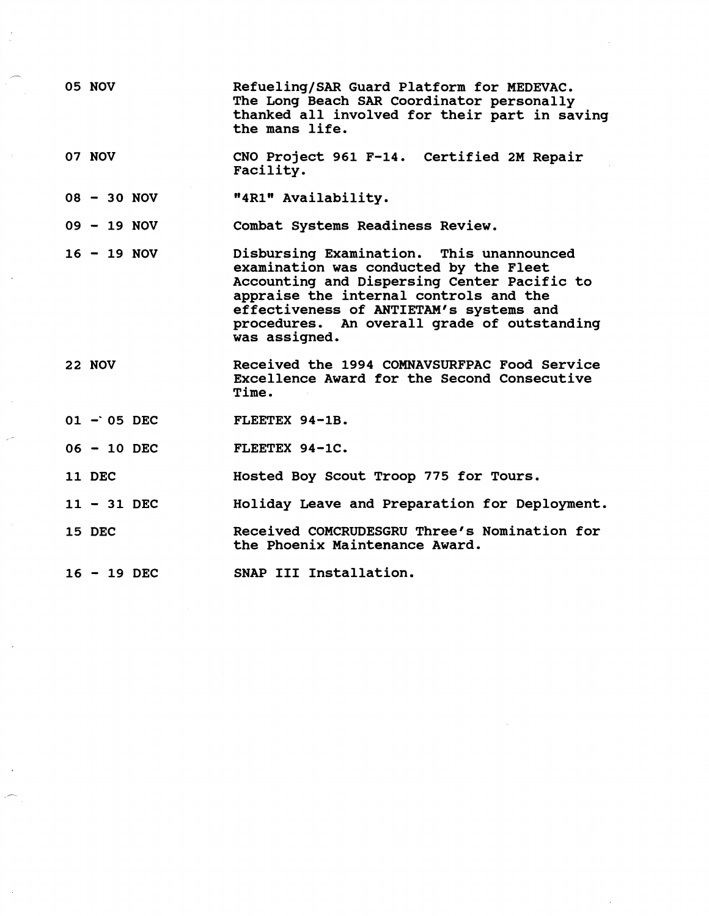| | |
|---|---|
| 05 NOV | Refueling/SAR Guard Platform for MEDEVAC. The Long Beach SAR Coordinator personally thanked all involved for their part in saving the mans life. |
| 07 NOV | CNO Project 961 F-14. Certified 2M Repair Facility. |
| 08 - 30 NOV | "4R1" Availability. |
| 09 - 19 NOV | Combat Systems Readiness Review. |
| 16 - 19 NOV | Disbursing Examination. This unannounced examination was conducted by the Fleet Accounting and Dispersing Center Pacific to appraise the internal controls and the effectiveness of ANTIETAM's systems and procedures. An overall grade of outstanding was assigned. |
| 22 NOV | Received the 1994 COMNAVSURFPAC Food Service Excellence Award for the Second Consecutive Time. |
| 01 - 05 DEC | FLEETEX 94-1B. |
| 06 - 10 DEC | FLEETEX 94-1C. |
| 11 DEC | Hosted Boy Scout Troop 775 for Tours. |
| 11 - 31 DEC | Holiday Leave and Preparation for Deployment. |
| 15 DEC | Received COMCRUDESGRU Three's Nomination for the Phoenix Maintenance Award. |
| 16 - 19 DEC | SNAP III Installation. |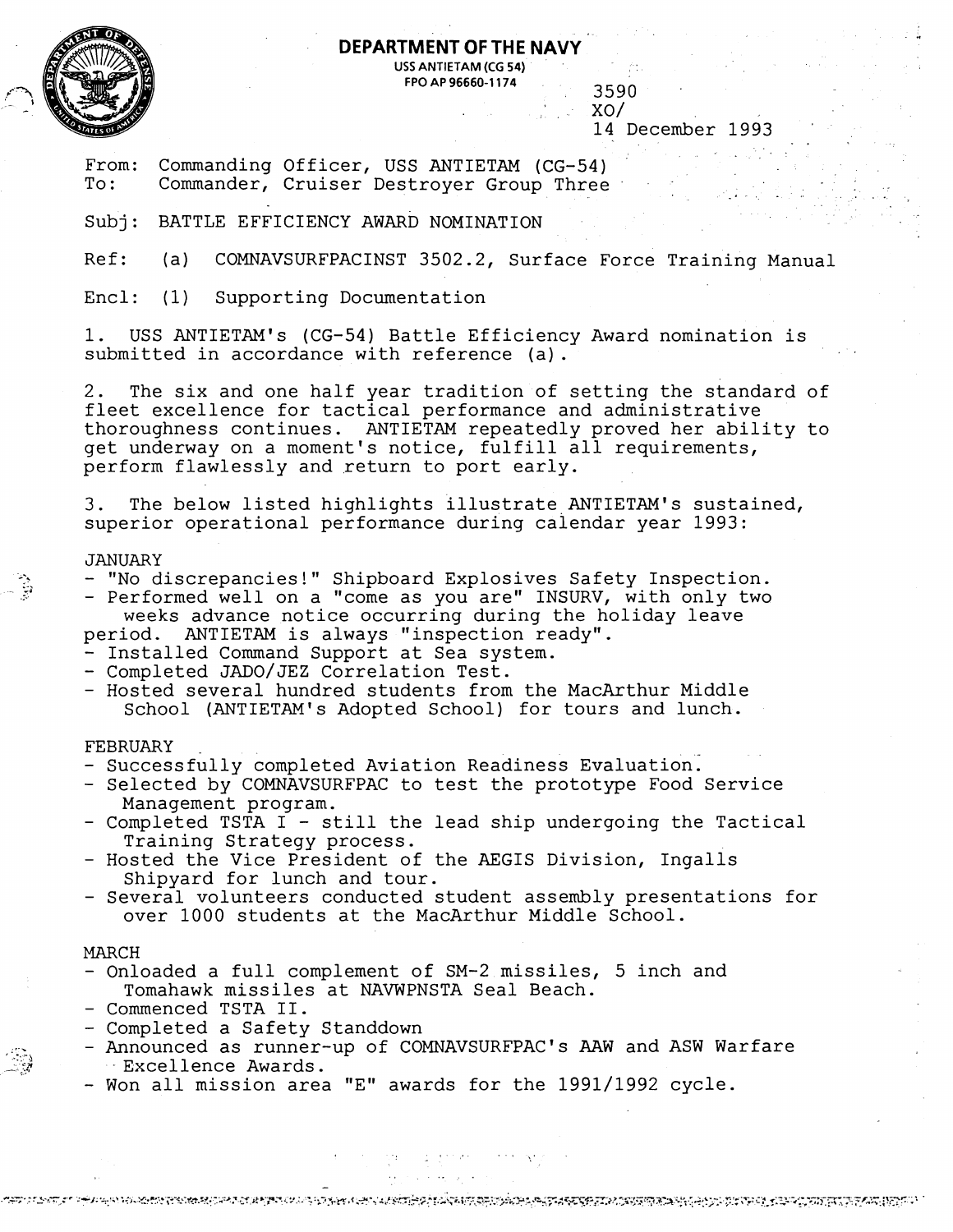**DEPARTMENT OF THE NAVY**
USS ANTIETAM (CG 54)
FPO AP 96660-1174

3590
XO/
14 December 1993

From: Commanding Officer, USS ANTIETAM (CG-54)
To: Commander, Cruiser Destroyer Group Three

Subj: BATTLE EFFICIENCY AWARD NOMINATION

Ref: (a) COMNAVSURFPACINST 3502.2, Surface Force Training Manual

Encl: (1) Supporting Documentation

1. USS ANTIETAM's (CG-54) Battle Efficiency Award nomination is submitted in accordance with reference (a).

2. The six and one half year tradition of setting the standard of fleet excellence for tactical performance and administrative thoroughness continues. ANTIETAM repeatedly proved her ability to get underway on a moment's notice, fulfill all requirements, perform flawlessly and return to port early.

3. The below listed highlights illustrate ANTIETAM's sustained, superior operational performance during calendar year 1993:

JANUARY

- "No discrepancies!" Shipboard Explosives Safety Inspection.
- Performed well on a "come as you are" INSURV, with only two weeks advance notice occurring during the holiday leave period. ANTIETAM is always "inspection ready".
- Installed Command Support at Sea system.
- Completed JADO/JEZ Correlation Test.
- Hosted several hundred students from the MacArthur Middle School (ANTIETAM's Adopted School) for tours and lunch.

FEBRUARY

- Successfully completed Aviation Readiness Evaluation.
- Selected by COMNAVSURFPAC to test the prototype Food Service Management program.
- Completed TSTA I - still the lead ship undergoing the Tactical Training Strategy process.
- Hosted the Vice President of the AEGIS Division, Ingalls Shipyard for lunch and tour.
- Several volunteers conducted student assembly presentations for over 1000 students at the MacArthur Middle School.

MARCH

- Onloaded a full complement of SM-2 missiles, 5 inch and Tomahawk missiles at NAVWPNSTA Seal Beach.
- Commenced TSTA II.
- Completed a Safety Standdown
- Announced as runner-up of COMNAVSURFPAC's AAW and ASW Warfare Excellence Awards.
- Won all mission area "E" awards for the 1991/1992 cycle.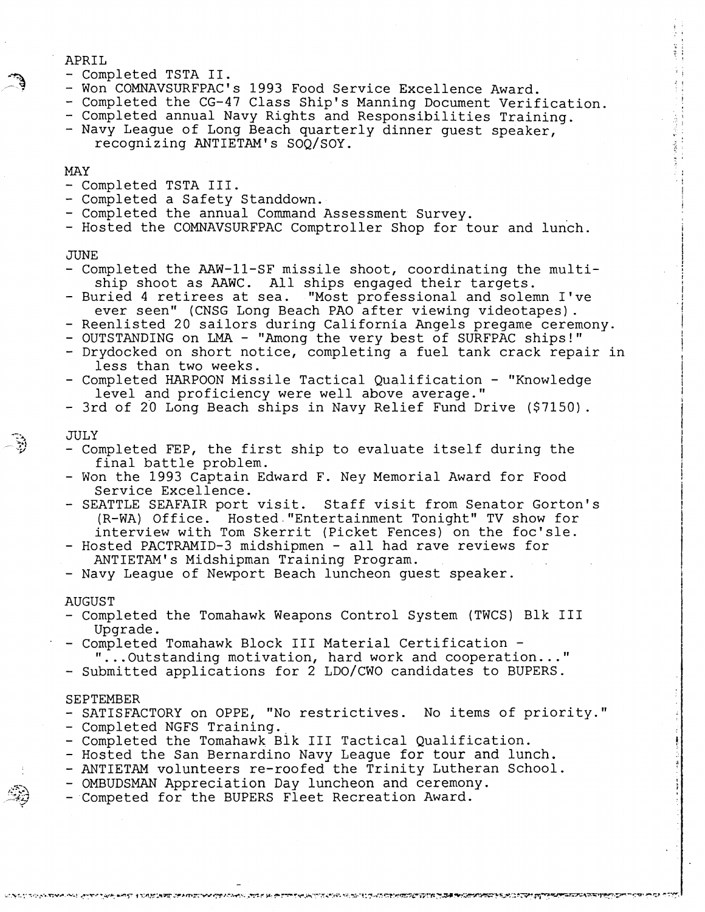APRIL
- Completed TSTA II.
- Won COMNAVSURFPAC's 1993 Food Service Excellence Award.
- Completed the CG-47 Class Ship's Manning Document Verification.
- Completed annual Navy Rights and Responsibilities Training.
- Navy League of Long Beach quarterly dinner guest speaker, recognizing ANTIETAM's SOQ/SOY.

MAY
- Completed TSTA III.
- Completed a Safety Standdown.
- Completed the annual Command Assessment Survey.
- Hosted the COMNAVSURFPAC Comptroller Shop for tour and lunch.

JUNE
- Completed the AAW-11-SF missile shoot, coordinating the multi-ship shoot as AAWC. All ships engaged their targets.
- Buried 4 retirees at sea. "Most professional and solemn I've ever seen" (CNSG Long Beach PAO after viewing videotapes).
- Reenlisted 20 sailors during California Angels pregame ceremony.
- OUTSTANDING on LMA - "Among the very best of SURFPAC ships!"
- Drydocked on short notice, completing a fuel tank crack repair in less than two weeks.
- Completed HARPOON Missile Tactical Qualification - "Knowledge level and proficiency were well above average."
- 3rd of 20 Long Beach ships in Navy Relief Fund Drive ($7150).

JULY
- Completed FEP, the first ship to evaluate itself during the final battle problem.
- Won the 1993 Captain Edward F. Ney Memorial Award for Food Service Excellence.
- SEATTLE SEAFAIR port visit. Staff visit from Senator Gorton's (R-WA) Office. Hosted "Entertainment Tonight" TV show for interview with Tom Skerrit (Picket Fences) on the foc'sle.
- Hosted PACTRAMID-3 midshipmen - all had rave reviews for ANTIETAM's Midshipman Training Program.
- Navy League of Newport Beach luncheon guest speaker.

AUGUST
- Completed the Tomahawk Weapons Control System (TWCS) Blk III Upgrade.
- Completed Tomahawk Block III Material Certification - "...Outstanding motivation, hard work and cooperation..."
- Submitted applications for 2 LDO/CWO candidates to BUPERS.

SEPTEMBER
- SATISFACTORY on OPPE, "No restrictives. No items of priority."
- Completed NGFS Training.
- Completed the Tomahawk Blk III Tactical Qualification.
- Hosted the San Bernardino Navy League for tour and lunch.
- ANTIETAM volunteers re-roofed the Trinity Lutheran School.
- OMBUDSMAN Appreciation Day luncheon and ceremony.
- Competed for the BUPERS Fleet Recreation Award.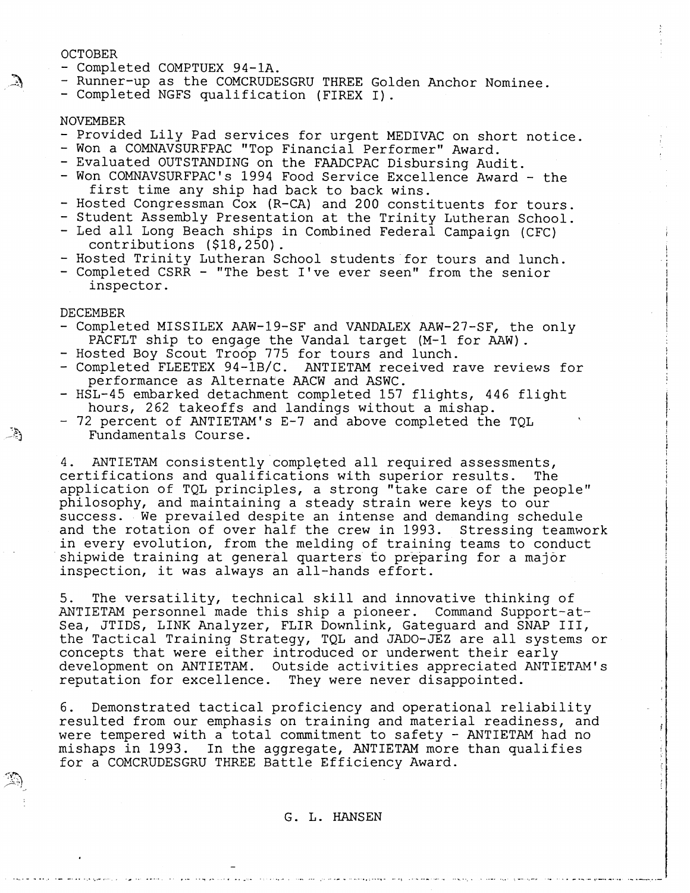OCTOBER

- Completed COMPTUEX 94-1A.
- Runner-up as the COMCRUDESGRU THREE Golden Anchor Nominee.
- Completed NGFS qualification (FIREX I).

NOVEMBER

- Provided Lily Pad services for urgent MEDIVAC on short notice.
- Won a COMNAVSURFPAC "Top Financial Performer" Award.
- Evaluated OUTSTANDING on the FAADCPAC Disbursing Audit.
- Won COMNAVSURFPAC's 1994 Food Service Excellence Award - the first time any ship had back to back wins.
- Hosted Congressman Cox (R-CA) and 200 constituents for tours.
- Student Assembly Presentation at the Trinity Lutheran School.
- Led all Long Beach ships in Combined Federal Campaign (CFC) contributions ($18,250).
- Hosted Trinity Lutheran School students for tours and lunch.
- Completed CSRR - "The best I've ever seen" from the senior inspector.

DECEMBER

- Completed MISSILEX AAW-19-SF and VANDALEX AAW-27-SF, the only PACFLT ship to engage the Vandal target (M-1 for AAW).
- Hosted Boy Scout Troop 775 for tours and lunch.
- Completed FLEETEX 94-1B/C. ANTIETAM received rave reviews for performance as Alternate AACW and ASWC.
- HSL-45 embarked detachment completed 157 flights, 446 flight hours, 262 takeoffs and landings without a mishap.
- 72 percent of ANTIETAM's E-7 and above completed the TQL Fundamentals Course.

4. ANTIETAM consistently completed all required assessments, certifications and qualifications with superior results. The application of TQL principles, a strong "take care of the people" philosophy, and maintaining a steady strain were keys to our success. We prevailed despite an intense and demanding schedule and the rotation of over half the crew in 1993. Stressing teamwork in every evolution, from the melding of training teams to conduct shipwide training at general quarters to preparing for a major inspection, it was always an all-hands effort.

5. The versatility, technical skill and innovative thinking of ANTIETAM personnel made this ship a pioneer. Command Support-at-Sea, JTIDS, LINK Analyzer, FLIR Downlink, Gateguard and SNAP III, the Tactical Training Strategy, TQL and JADO-JEZ are all systems or concepts that were either introduced or underwent their early development on ANTIETAM. Outside activities appreciated ANTIETAM's reputation for excellence. They were never disappointed.

6. Demonstrated tactical proficiency and operational reliability resulted from our emphasis on training and material readiness, and were tempered with a total commitment to safety - ANTIETAM had no mishaps in 1993. In the aggregate, ANTIETAM more than qualifies for a COMCRUDESGRU THREE Battle Efficiency Award.

G. L. HANSEN